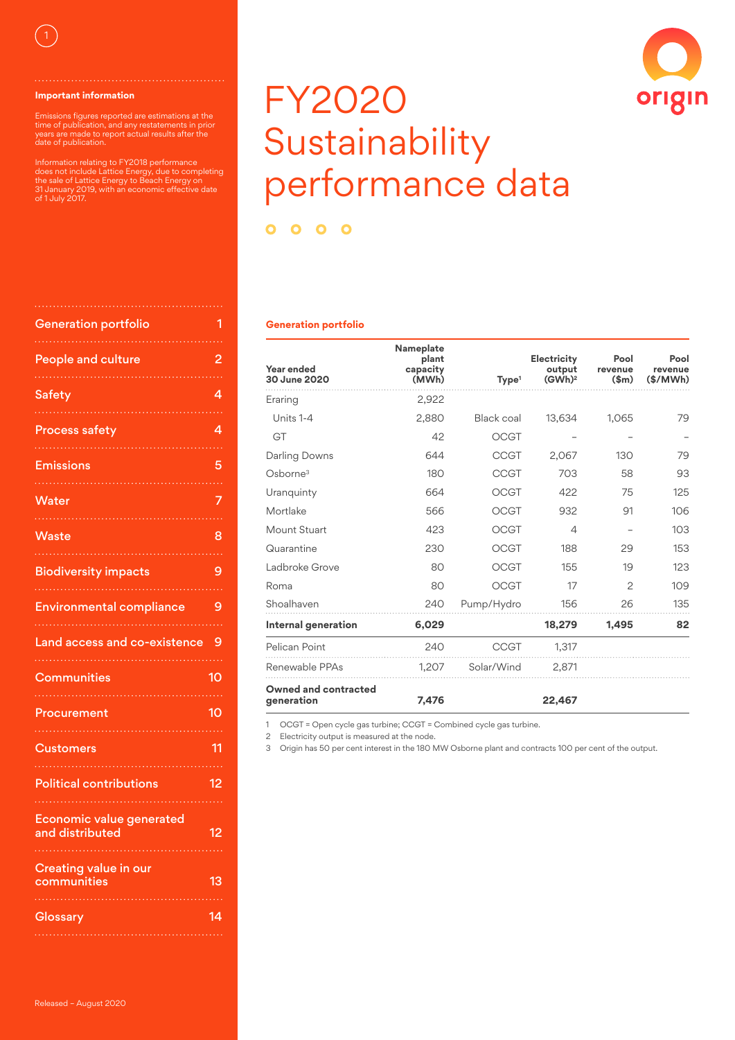# FY2020 Sustainability performance data

**Important information**

Emissions figures reported are estimations at the time of publication, and any restatements in prior years are made to report actual results after the date of publication.

Information relating to FY2018 performance does not include Lattice Energy, due to completing the sale of Lattice Energy to Beach Energy on 31 January 2019, with an economic effective date of 1 July 2017.

| | |
|---|---|
| Generation portfolio | 1 |
| People and culture | 2 |
| Safety | 4 |
| Process safety | 4 |
| Emissions | 5 |
| Water | 7 |
| Waste | 8 |
| Biodiversity impacts | 9 |
| Environmental compliance | 9 |
| Land access and co-existence | 9 |
| Communities | 10 |
| Procurement | 10 |
| Customers | 11 |
| Political contributions | 12 |
| Economic value generated and distributed | 12 |
| Creating value in our communities | 13 |
| Glossary | 14 |

Released – August 2020

## Generation portfolio

| Year ended 30 June 2020 | Nameplate plant capacity (MWh) | Type[1] | Electricity output (GWh)[2] | Pool revenue ($m) | Pool revenue ($/MWh) |
|---|---|---|---|---|---|
| Eraring | 2,922 | | | | |
| Units 1-4 | 2,880 | Black coal | 13,634 | 1,065 | 79 |
| GT | 42 | OCGT | – | – | – |
| Darling Downs | 644 | CCGT | 2,067 | 130 | 79 |
| Osborne[3] | 180 | CCGT | 703 | 58 | 93 |
| Uranquinty | 664 | OCGT | 422 | 75 | 125 |
| Mortlake | 566 | OCGT | 932 | 91 | 106 |
| Mount Stuart | 423 | OCGT | 4 | – | 103 |
| Quarantine | 230 | OCGT | 188 | 29 | 153 |
| Ladbroke Grove | 80 | OCGT | 155 | 19 | 123 |
| Roma | 80 | OCGT | 17 | 2 | 109 |
| Shoalhaven | 240 | Pump/Hydro | 156 | 26 | 135 |
| **Internal generation** | **6,029** | | **18,279** | **1,495** | **82** |
| Pelican Point | 240 | CCGT | 1,317 | | |
| Renewable PPAs | 1,207 | Solar/Wind | 2,871 | | |
| **Owned and contracted generation** | **7,476** | | **22,467** | | |

1 OCGT = Open cycle gas turbine; CCGT = Combined cycle gas turbine.
2 Electricity output is measured at the node.
3 Origin has 50 per cent interest in the 180 MW Osborne plant and contracts 100 per cent of the output.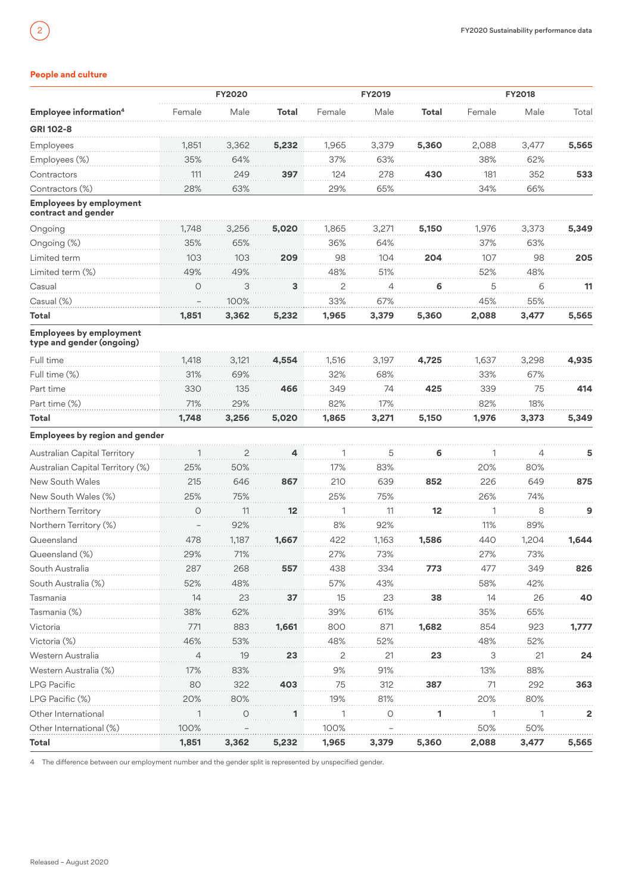## People and culture

| Employee information[4] | FY2020 | | | FY2019 | | | FY2018 | | |
|---|---|---|---|---|---|---|---|---|---|
| | Female | Male | **Total** | Female | Male | **Total** | Female | Male | Total |
| **GRI 102-8** | | | | | | | | | |
| Employees | 1,851 | 3,362 | **5,232** | 1,965 | 3,379 | **5,360** | 2,088 | 3,477 | **5,565** |
| Employees (%) | 35% | 64% | | 37% | 63% | | 38% | 62% | |
| Contractors | 111 | 249 | **397** | 124 | 278 | **430** | 181 | 352 | **533** |
| Contractors (%) | 28% | 63% | | 29% | 65% | | 34% | 66% | |
| **Employees by employment contract and gender** | | | | | | | | | |
| Ongoing | 1,748 | 3,256 | **5,020** | 1,865 | 3,271 | **5,150** | 1,976 | 3,373 | **5,349** |
| Ongoing (%) | 35% | 65% | | 36% | 64% | | 37% | 63% | |
| Limited term | 103 | 103 | **209** | 98 | 104 | **204** | 107 | 98 | **205** |
| Limited term (%) | 49% | 49% | | 48% | 51% | | 52% | 48% | |
| Casual | 0 | 3 | **3** | 2 | 4 | **6** | 5 | 6 | **11** |
| Casual (%) | – | 100% | | 33% | 67% | | 45% | 55% | |
| **Total** | **1,851** | **3,362** | **5,232** | **1,965** | **3,379** | **5,360** | **2,088** | **3,477** | **5,565** |
| **Employees by employment type and gender (ongoing)** | | | | | | | | | |
| Full time | 1,418 | 3,121 | **4,554** | 1,516 | 3,197 | **4,725** | 1,637 | 3,298 | **4,935** |
| Full time (%) | 31% | 69% | | 32% | 68% | | 33% | 67% | |
| Part time | 330 | 135 | **466** | 349 | 74 | **425** | 339 | 75 | **414** |
| Part time (%) | 71% | 29% | | 82% | 17% | | 82% | 18% | |
| **Total** | **1,748** | **3,256** | **5,020** | **1,865** | **3,271** | **5,150** | **1,976** | **3,373** | **5,349** |
| **Employees by region and gender** | | | | | | | | | |
| Australian Capital Territory | 1 | 2 | **4** | 1 | 5 | **6** | 1 | 4 | **5** |
| Australian Capital Territory (%) | 25% | 50% | | 17% | 83% | | 20% | 80% | |
| New South Wales | 215 | 646 | **867** | 210 | 639 | **852** | 226 | 649 | **875** |
| New South Wales (%) | 25% | 75% | | 25% | 75% | | 26% | 74% | |
| Northern Territory | 0 | 11 | **12** | 1 | 11 | **12** | 1 | 8 | **9** |
| Northern Territory (%) | – | 92% | | 8% | 92% | | 11% | 89% | |
| Queensland | 478 | 1,187 | **1,667** | 422 | 1,163 | **1,586** | 440 | 1,204 | **1,644** |
| Queensland (%) | 29% | 71% | | 27% | 73% | | 27% | 73% | |
| South Australia | 287 | 268 | **557** | 438 | 334 | **773** | 477 | 349 | **826** |
| South Australia (%) | 52% | 48% | | 57% | 43% | | 58% | 42% | |
| Tasmania | 14 | 23 | **37** | 15 | 23 | **38** | 14 | 26 | **40** |
| Tasmania (%) | 38% | 62% | | 39% | 61% | | 35% | 65% | |
| Victoria | 771 | 883 | **1,661** | 800 | 871 | **1,682** | 854 | 923 | **1,777** |
| Victoria (%) | 46% | 53% | | 48% | 52% | | 48% | 52% | |
| Western Australia | 4 | 19 | **23** | 2 | 21 | **23** | 3 | 21 | **24** |
| Western Australia (%) | 17% | 83% | | 9% | 91% | | 13% | 88% | |
| LPG Pacific | 80 | 322 | **403** | 75 | 312 | **387** | 71 | 292 | **363** |
| LPG Pacific (%) | 20% | 80% | | 19% | 81% | | 20% | 80% | |
| Other International | 1 | 0 | **1** | 1 | 0 | **1** | 1 | 1 | **2** |
| Other International (%) | 100% | – | | 100% | – | | 50% | 50% | |
| **Total** | **1,851** | **3,362** | **5,232** | **1,965** | **3,379** | **5,360** | **2,088** | **3,477** | **5,565** |

4 The difference between our employment number and the gender split is represented by unspecified gender.

Released – August 2020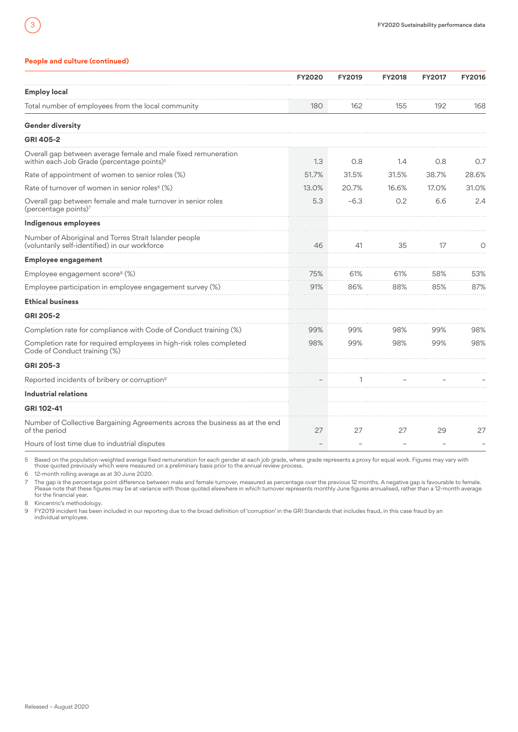## People and culture (continued)

| | FY2020 | FY2019 | FY2018 | FY2017 | FY2016 |
|---|---|---|---|---|---|
| **Employ local** | | | | | |
| Total number of employees from the local community | 180 | 162 | 155 | 192 | 168 |
| **Gender diversity** | | | | | |
| **GRI 405-2** | | | | | |
| Overall gap between average female and male fixed remuneration within each Job Grade (percentage points)[5] | 1.3 | 0.8 | 1.4 | 0.8 | 0.7 |
| Rate of appointment of women to senior roles (%) | 51.7% | 31.5% | 31.5% | 38.7% | 28.6% |
| Rate of turnover of women in senior roles[6] (%) | 13.0% | 20.7% | 16.6% | 17.0% | 31.0% |
| Overall gap between female and male turnover in senior roles (percentage points)[7] | 5.3 | −6.3 | 0.2 | 6.6 | 2.4 |
| **Indigenous employees** | | | | | |
| Number of Aboriginal and Torres Strait Islander people (voluntarily self-identified) in our workforce | 46 | 41 | 35 | 17 | 0 |
| **Employee engagement** | | | | | |
| Employee engagement score[8] (%) | 75% | 61% | 61% | 58% | 53% |
| Employee participation in employee engagement survey (%) | 91% | 86% | 88% | 85% | 87% |
| **Ethical business** | | | | | |
| **GRI 205-2** | | | | | |
| Completion rate for compliance with Code of Conduct training (%) | 99% | 99% | 98% | 99% | 98% |
| Completion rate for required employees in high-risk roles completed Code of Conduct training (%) | 98% | 99% | 98% | 99% | 98% |
| **GRI 205-3** | | | | | |
| Reported incidents of bribery or corruption[9] | – | 1 | – | – | – |
| **Industrial relations** | | | | | |
| **GRI 102-41** | | | | | |
| Number of Collective Bargaining Agreements across the business as at the end of the period | 27 | 27 | 27 | 29 | 27 |
| Hours of lost time due to industrial disputes | – | – | – | – | – |

5 Based on the population-weighted average fixed remuneration for each gender at each job grade, where grade represents a proxy for equal work. Figures may vary with those quoted previously which were measured on a preliminary basis prior to the annual review process.

6 12-month rolling average as at 30 June 2020.

7 The gap is the percentage point difference between male and female turnover, measured as percentage over the previous 12 months. A negative gap is favourable to female. Please note that these figures may be at variance with those quoted elsewhere in which turnover represents monthly June figures annualised, rather than a 12-month average for the financial year.

8 Kincentric's methodology.

9 FY2019 incident has been included in our reporting due to the broad definition of 'corruption' in the GRI Standards that includes fraud, in this case fraud by an individual employee.

Released – August 2020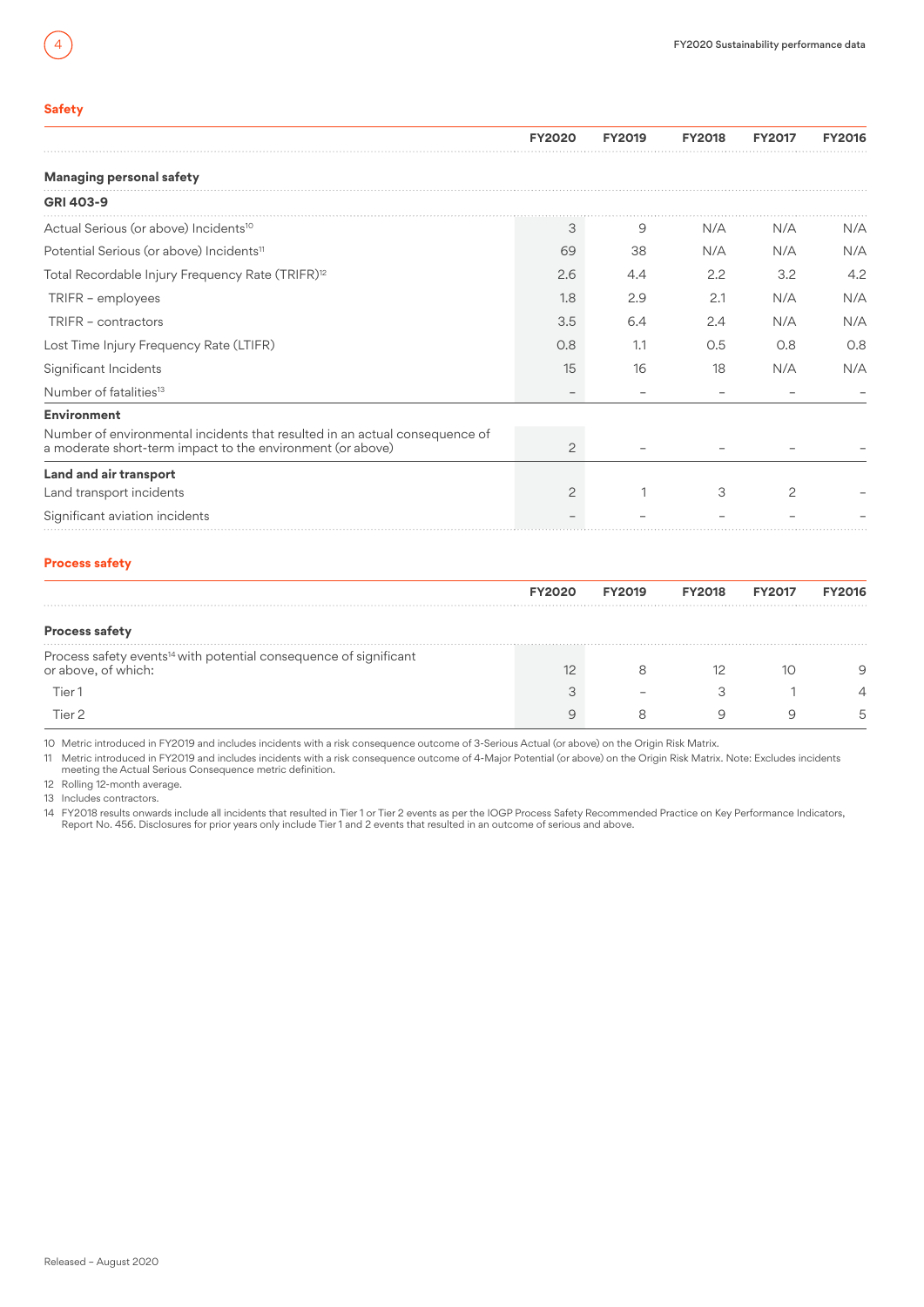## Safety

| | FY2020 | FY2019 | FY2018 | FY2017 | FY2016 |
|---|---|---|---|---|---|
| **Managing personal safety** | | | | | |
| **GRI 403-9** | | | | | |
| Actual Serious (or above) Incidents[10] | 3 | 9 | N/A | N/A | N/A |
| Potential Serious (or above) Incidents[11] | 69 | 38 | N/A | N/A | N/A |
| Total Recordable Injury Frequency Rate (TRIFR)[12] | 2.6 | 4.4 | 2.2 | 3.2 | 4.2 |
| TRIFR – employees | 1.8 | 2.9 | 2.1 | N/A | N/A |
| TRIFR – contractors | 3.5 | 6.4 | 2.4 | N/A | N/A |
| Lost Time Injury Frequency Rate (LTIFR) | 0.8 | 1.1 | 0.5 | 0.8 | 0.8 |
| Significant Incidents | 15 | 16 | 18 | N/A | N/A |
| Number of fatalities[13] | – | – | – | – | – |
| **Environment** | | | | | |
| Number of environmental incidents that resulted in an actual consequence of a moderate short-term impact to the environment (or above) | 2 | – | – | – | – |
| **Land and air transport** | | | | | |
| Land transport incidents | 2 | 1 | 3 | 2 | – |
| Significant aviation incidents | – | – | – | – | – |

## Process safety

| | FY2020 | FY2019 | FY2018 | FY2017 | FY2016 |
|---|---|---|---|---|---|
| **Process safety** | | | | | |
| Process safety events[14] with potential consequence of significant or above, of which: | 12 | 8 | 12 | 10 | 9 |
| Tier 1 | 3 | – | 3 | 1 | 4 |
| Tier 2 | 9 | 8 | 9 | 9 | 5 |

10 Metric introduced in FY2019 and includes incidents with a risk consequence outcome of 3-Serious Actual (or above) on the Origin Risk Matrix.

11 Metric introduced in FY2019 and includes incidents with a risk consequence outcome of 4-Major Potential (or above) on the Origin Risk Matrix. Note: Excludes incidents meeting the Actual Serious Consequence metric definition.

12 Rolling 12-month average.

13 Includes contractors.

14 FY2018 results onwards include all incidents that resulted in Tier 1 or Tier 2 events as per the IOGP Process Safety Recommended Practice on Key Performance Indicators, Report No. 456. Disclosures for prior years only include Tier 1 and 2 events that resulted in an outcome of serious and above.

Released – August 2020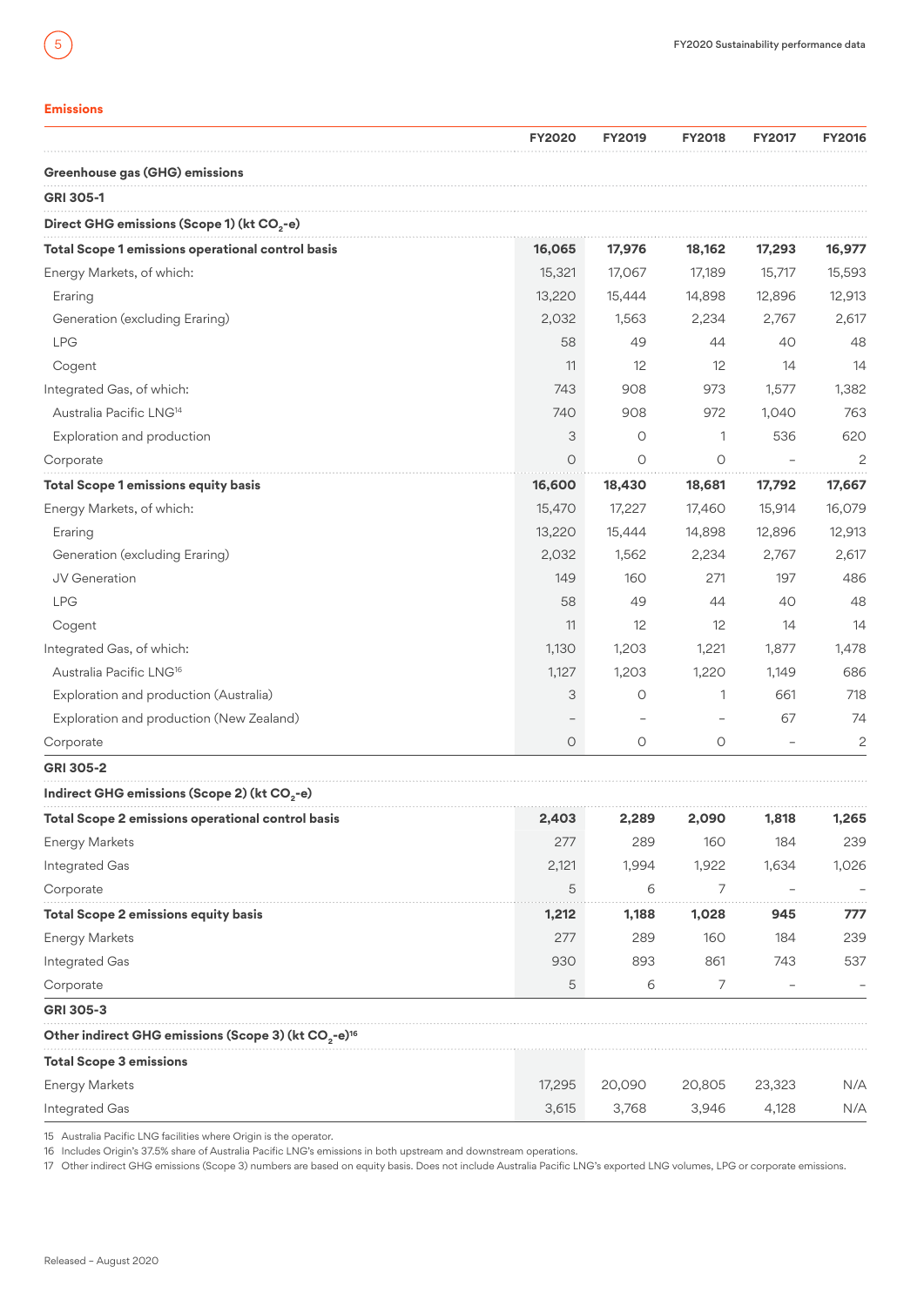## Emissions

| | FY2020 | FY2019 | FY2018 | FY2017 | FY2016 |
|---|---|---|---|---|---|
| **Greenhouse gas (GHG) emissions** | | | | | |
| **GRI 305-1** | | | | | |
| **Direct GHG emissions (Scope 1) (kt $CO_2$-e)** | | | | | |
| **Total Scope 1 emissions operational control basis** | **16,065** | **17,976** | **18,162** | **17,293** | **16,977** |
| Energy Markets, of which: | 15,321 | 17,067 | 17,189 | 15,717 | 15,593 |
| Eraring | 13,220 | 15,444 | 14,898 | 12,896 | 12,913 |
| Generation (excluding Eraring) | 2,032 | 1,563 | 2,234 | 2,767 | 2,617 |
| LPG | 58 | 49 | 44 | 40 | 48 |
| Cogent | 11 | 12 | 12 | 14 | 14 |
| Integrated Gas, of which: | 743 | 908 | 973 | 1,577 | 1,382 |
| Australia Pacific LNG[14] | 740 | 908 | 972 | 1,040 | 763 |
| Exploration and production | 3 | 0 | 1 | 536 | 620 |
| Corporate | 0 | 0 | 0 | – | 2 |
| **Total Scope 1 emissions equity basis** | **16,600** | **18,430** | **18,681** | **17,792** | **17,667** |
| Energy Markets, of which: | 15,470 | 17,227 | 17,460 | 15,914 | 16,079 |
| Eraring | 13,220 | 15,444 | 14,898 | 12,896 | 12,913 |
| Generation (excluding Eraring) | 2,032 | 1,562 | 2,234 | 2,767 | 2,617 |
| JV Generation | 149 | 160 | 271 | 197 | 486 |
| LPG | 58 | 49 | 44 | 40 | 48 |
| Cogent | 11 | 12 | 12 | 14 | 14 |
| Integrated Gas, of which: | 1,130 | 1,203 | 1,221 | 1,877 | 1,478 |
| Australia Pacific LNG[16] | 1,127 | 1,203 | 1,220 | 1,149 | 686 |
| Exploration and production (Australia) | 3 | 0 | 1 | 661 | 718 |
| Exploration and production (New Zealand) | – | – | – | 67 | 74 |
| Corporate | 0 | 0 | 0 | – | 2 |
| **GRI 305-2** | | | | | |
| **Indirect GHG emissions (Scope 2) (kt $CO_2$-e)** | | | | | |
| **Total Scope 2 emissions operational control basis** | **2,403** | **2,289** | **2,090** | **1,818** | **1,265** |
| Energy Markets | 277 | 289 | 160 | 184 | 239 |
| Integrated Gas | 2,121 | 1,994 | 1,922 | 1,634 | 1,026 |
| Corporate | 5 | 6 | 7 | – | – |
| **Total Scope 2 emissions equity basis** | **1,212** | **1,188** | **1,028** | **945** | **777** |
| Energy Markets | 277 | 289 | 160 | 184 | 239 |
| Integrated Gas | 930 | 893 | 861 | 743 | 537 |
| Corporate | 5 | 6 | 7 | – | – |
| **GRI 305-3** | | | | | |
| **Other indirect GHG emissions (Scope 3) (kt $CO_2$-e)[16]** | | | | | |
| **Total Scope 3 emissions** | | | | | |
| Energy Markets | 17,295 | 20,090 | 20,805 | 23,323 | N/A |
| Integrated Gas | 3,615 | 3,768 | 3,946 | 4,128 | N/A |

15 Australia Pacific LNG facilities where Origin is the operator.
16 Includes Origin's 37.5% share of Australia Pacific LNG's emissions in both upstream and downstream operations.
17 Other indirect GHG emissions (Scope 3) numbers are based on equity basis. Does not include Australia Pacific LNG's exported LNG volumes, LPG or corporate emissions.

Released – August 2020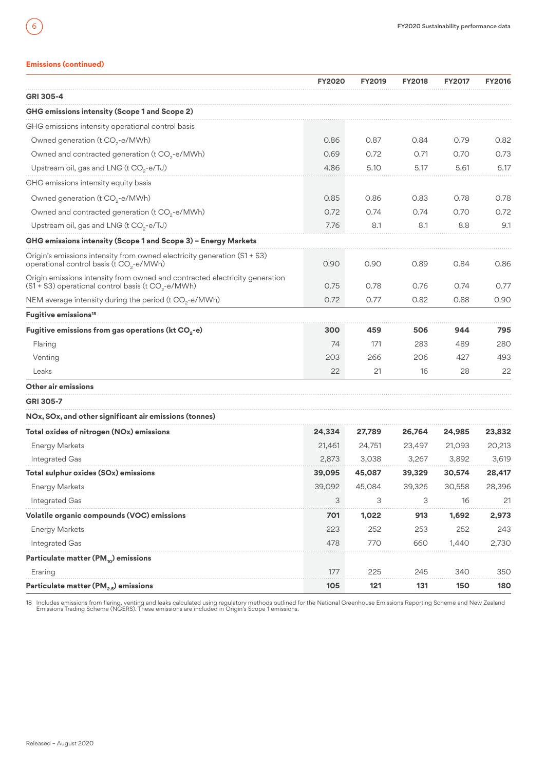## Emissions (continued)

| | FY2020 | FY2019 | FY2018 | FY2017 | FY2016 |
|---|---|---|---|---|---|
| **GRI 305-4** | | | | | |
| **GHG emissions intensity (Scope 1 and Scope 2)** | | | | | |
| GHG emissions intensity operational control basis | | | | | |
| Owned generation (t $CO_2$-e/MWh) | 0.86 | 0.87 | 0.84 | 0.79 | 0.82 |
| Owned and contracted generation (t $CO_2$-e/MWh) | 0.69 | 0.72 | 0.71 | 0.70 | 0.73 |
| Upstream oil, gas and LNG (t $CO_2$-e/TJ) | 4.86 | 5.10 | 5.17 | 5.61 | 6.17 |
| GHG emissions intensity equity basis | | | | | |
| Owned generation (t $CO_2$-e/MWh) | 0.85 | 0.86 | 0.83 | 0.78 | 0.78 |
| Owned and contracted generation (t $CO_2$-e/MWh) | 0.72 | 0.74 | 0.74 | 0.70 | 0.72 |
| Upstream oil, gas and LNG (t $CO_2$-e/TJ) | 7.76 | 8.1 | 8.1 | 8.8 | 9.1 |
| **GHG emissions intensity (Scope 1 and Scope 3) – Energy Markets** | | | | | |
| Origin's emissions intensity from owned electricity generation (S1 + S3) operational control basis (t $CO_2$-e/MWh) | 0.90 | 0.90 | 0.89 | 0.84 | 0.86 |
| Origin emissions intensity from owned and contracted electricity generation (S1 + S3) operational control basis (t $CO_2$-e/MWh) | 0.75 | 0.78 | 0.76 | 0.74 | 0.77 |
| NEM average intensity during the period (t $CO_2$-e/MWh) | 0.72 | 0.77 | 0.82 | 0.88 | 0.90 |
| **Fugitive emissions[18]** | | | | | |
| **Fugitive emissions from gas operations (kt $CO_2$-e)** | **300** | **459** | **506** | **944** | **795** |
| Flaring | 74 | 171 | 283 | 489 | 280 |
| Venting | 203 | 266 | 206 | 427 | 493 |
| Leaks | 22 | 21 | 16 | 28 | 22 |
| **Other air emissions** | | | | | |
| **GRI 305-7** | | | | | |
| **NOx, SOx, and other significant air emissions (tonnes)** | | | | | |
| **Total oxides of nitrogen (NOx) emissions** | **24,334** | **27,789** | **26,764** | **24,985** | **23,832** |
| Energy Markets | 21,461 | 24,751 | 23,497 | 21,093 | 20,213 |
| Integrated Gas | 2,873 | 3,038 | 3,267 | 3,892 | 3,619 |
| **Total sulphur oxides (SOx) emissions** | **39,095** | **45,087** | **39,329** | **30,574** | **28,417** |
| Energy Markets | 39,092 | 45,084 | 39,326 | 30,558 | 28,396 |
| Integrated Gas | 3 | 3 | 3 | 16 | 21 |
| **Volatile organic compounds (VOC) emissions** | **701** | **1,022** | **913** | **1,692** | **2,973** |
| Energy Markets | 223 | 252 | 253 | 252 | 243 |
| Integrated Gas | 478 | 770 | 660 | 1,440 | 2,730 |
| **Particulate matter ($PM_{10}$) emissions** | | | | | |
| Eraring | 177 | 225 | 245 | 340 | 350 |
| **Particulate matter ($PM_{2.5}$) emissions** | **105** | **121** | **131** | **150** | **180** |

18 Includes emissions from flaring, venting and leaks calculated using regulatory methods outlined for the National Greenhouse Emissions Reporting Scheme and New Zealand Emissions Trading Scheme (NGERS). These emissions are included in Origin's Scope 1 emissions.

Released – August 2020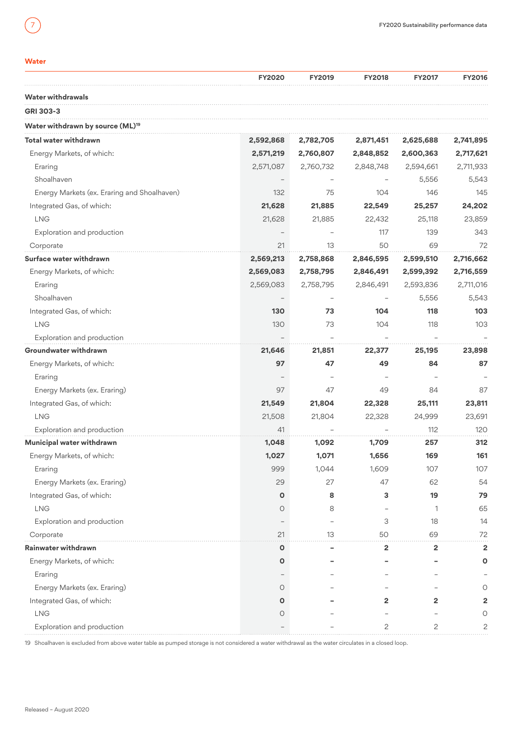## Water

| | FY2020 | FY2019 | FY2018 | FY2017 | FY2016 |
|---|---|---|---|---|---|
| **Water withdrawals** | | | | | |
| **GRI 303-3** | | | | | |
| **Water withdrawn by source (ML)**[19] | | | | | |
| **Total water withdrawn** | **2,592,868** | **2,782,705** | **2,871,451** | **2,625,688** | **2,741,895** |
| Energy Markets, of which: | **2,571,219** | **2,760,807** | **2,848,852** | **2,600,363** | **2,717,621** |
| Eraring | 2,571,087 | 2,760,732 | 2,848,748 | 2,594,661 | 2,711,933 |
| Shoalhaven | – | – | – | 5,556 | 5,543 |
| Energy Markets (ex. Eraring and Shoalhaven) | 132 | 75 | 104 | 146 | 145 |
| Integrated Gas, of which: | **21,628** | **21,885** | **22,549** | **25,257** | **24,202** |
| LNG | 21,628 | 21,885 | 22,432 | 25,118 | 23,859 |
| Exploration and production | – | – | 117 | 139 | 343 |
| Corporate | 21 | 13 | 50 | 69 | 72 |
| **Surface water withdrawn** | **2,569,213** | **2,758,868** | **2,846,595** | **2,599,510** | **2,716,662** |
| Energy Markets, of which: | **2,569,083** | **2,758,795** | **2,846,491** | **2,599,392** | **2,716,559** |
| Eraring | 2,569,083 | 2,758,795 | 2,846,491 | 2,593,836 | 2,711,016 |
| Shoalhaven | – | – | – | 5,556 | 5,543 |
| Integrated Gas, of which: | **130** | **73** | **104** | **118** | **103** |
| LNG | 130 | 73 | 104 | 118 | 103 |
| Exploration and production | – | – | – | – | – |
| **Groundwater withdrawn** | **21,646** | **21,851** | **22,377** | **25,195** | **23,898** |
| Energy Markets, of which: | **97** | **47** | **49** | **84** | **87** |
| Eraring | – | – | – | – | – |
| Energy Markets (ex. Eraring) | 97 | 47 | 49 | 84 | 87 |
| Integrated Gas, of which: | **21,549** | **21,804** | **22,328** | **25,111** | **23,811** |
| LNG | 21,508 | 21,804 | 22,328 | 24,999 | 23,691 |
| Exploration and production | 41 | – | – | 112 | 120 |
| **Municipal water withdrawn** | **1,048** | **1,092** | **1,709** | **257** | **312** |
| Energy Markets, of which: | **1,027** | **1,071** | **1,656** | **169** | **161** |
| Eraring | 999 | 1,044 | 1,609 | 107 | 107 |
| Energy Markets (ex. Eraring) | 29 | 27 | 47 | 62 | 54 |
| Integrated Gas, of which: | **0** | **8** | **3** | **19** | **79** |
| LNG | 0 | 8 | – | 1 | 65 |
| Exploration and production | – | – | 3 | 18 | 14 |
| Corporate | 21 | 13 | 50 | 69 | 72 |
| **Rainwater withdrawn** | **0** | **–** | **2** | **2** | **2** |
| Energy Markets, of which: | **0** | **–** | **–** | **–** | **0** |
| Eraring | – | – | – | – | – |
| Energy Markets (ex. Eraring) | 0 | – | – | – | 0 |
| Integrated Gas, of which: | **0** | **–** | **2** | **2** | **2** |
| LNG | 0 | – | – | – | 0 |
| Exploration and production | – | – | 2 | 2 | 2 |

19 Shoalhaven is excluded from above water table as pumped storage is not considered a water withdrawal as the water circulates in a closed loop.

Released – August 2020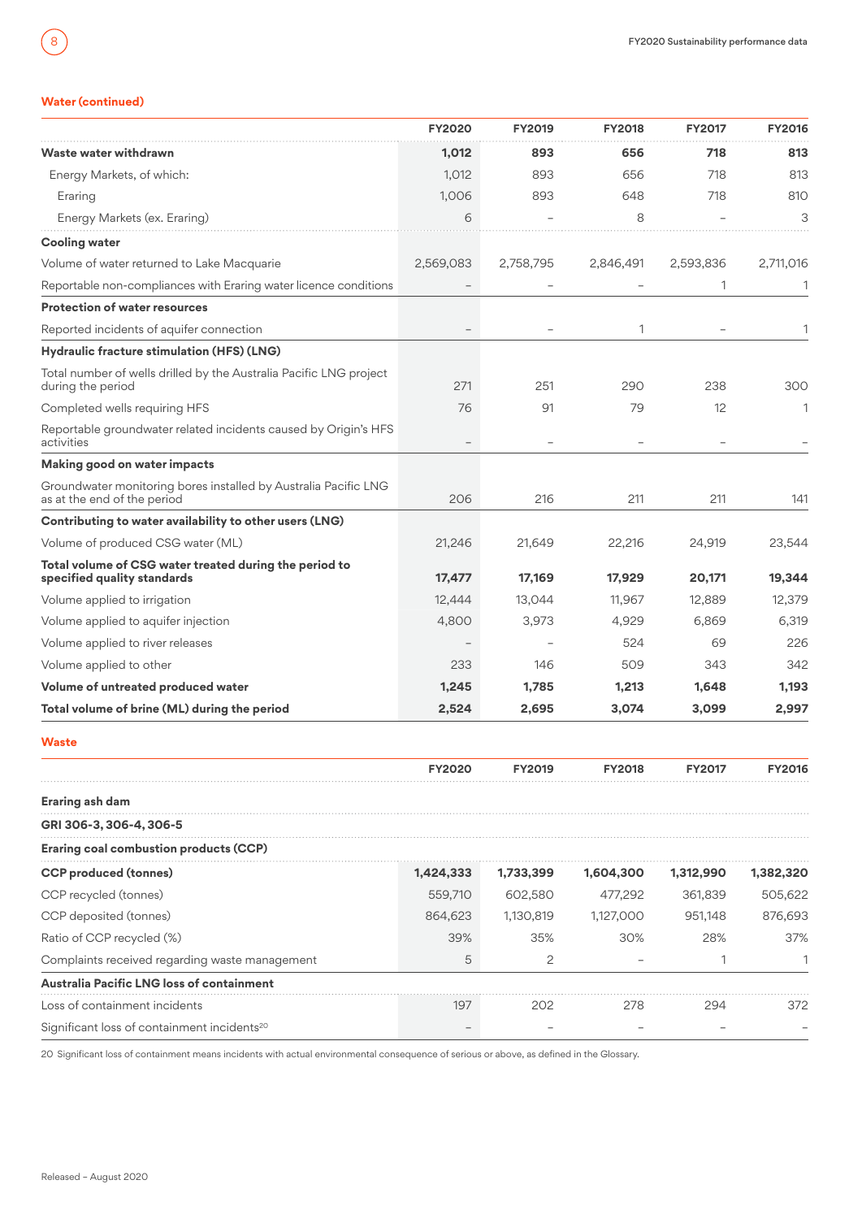### Water (continued)

| | FY2020 | FY2019 | FY2018 | FY2017 | FY2016 |
|---|---|---|---|---|---|
| **Waste water withdrawn** | **1,012** | **893** | **656** | **718** | **813** |
| Energy Markets, of which: | 1,012 | 893 | 656 | 718 | 813 |
| Eraring | 1,006 | 893 | 648 | 718 | 810 |
| Energy Markets (ex. Eraring) | 6 | – | 8 | – | 3 |
| **Cooling water** | | | | | |
| Volume of water returned to Lake Macquarie | 2,569,083 | 2,758,795 | 2,846,491 | 2,593,836 | 2,711,016 |
| Reportable non-compliances with Eraring water licence conditions | – | – | – | 1 | 1 |
| **Protection of water resources** | | | | | |
| Reported incidents of aquifer connection | – | – | 1 | – | 1 |
| **Hydraulic fracture stimulation (HFS) (LNG)** | | | | | |
| Total number of wells drilled by the Australia Pacific LNG project during the period | 271 | 251 | 290 | 238 | 300 |
| Completed wells requiring HFS | 76 | 91 | 79 | 12 | 1 |
| Reportable groundwater related incidents caused by Origin's HFS activities | – | – | – | – | – |
| **Making good on water impacts** | | | | | |
| Groundwater monitoring bores installed by Australia Pacific LNG as at the end of the period | 206 | 216 | 211 | 211 | 141 |
| **Contributing to water availability to other users (LNG)** | | | | | |
| Volume of produced CSG water (ML) | 21,246 | 21,649 | 22,216 | 24,919 | 23,544 |
| **Total volume of CSG water treated during the period to specified quality standards** | **17,477** | **17,169** | **17,929** | **20,171** | **19,344** |
| Volume applied to irrigation | 12,444 | 13,044 | 11,967 | 12,889 | 12,379 |
| Volume applied to aquifer injection | 4,800 | 3,973 | 4,929 | 6,869 | 6,319 |
| Volume applied to river releases | – | – | 524 | 69 | 226 |
| Volume applied to other | 233 | 146 | 509 | 343 | 342 |
| **Volume of untreated produced water** | **1,245** | **1,785** | **1,213** | **1,648** | **1,193** |
| **Total volume of brine (ML) during the period** | **2,524** | **2,695** | **3,074** | **3,099** | **2,997** |

### Waste

| | FY2020 | FY2019 | FY2018 | FY2017 | FY2016 |
|---|---|---|---|---|---|
| **Eraring ash dam** | | | | | |
| **GRI 306-3, 306-4, 306-5** | | | | | |
| **Eraring coal combustion products (CCP)** | | | | | |
| **CCP produced (tonnes)** | **1,424,333** | **1,733,399** | **1,604,300** | **1,312,990** | **1,382,320** |
| CCP recycled (tonnes) | 559,710 | 602,580 | 477,292 | 361,839 | 505,622 |
| CCP deposited (tonnes) | 864,623 | 1,130,819 | 1,127,000 | 951,148 | 876,693 |
| Ratio of CCP recycled (%) | 39% | 35% | 30% | 28% | 37% |
| Complaints received regarding waste management | 5 | 2 | – | 1 | 1 |
| **Australia Pacific LNG loss of containment** | | | | | |
| Loss of containment incidents | 197 | 202 | 278 | 294 | 372 |
| Significant loss of containment incidents[20] | – | – | – | – | – |

20 Significant loss of containment means incidents with actual environmental consequence of serious or above, as defined in the Glossary.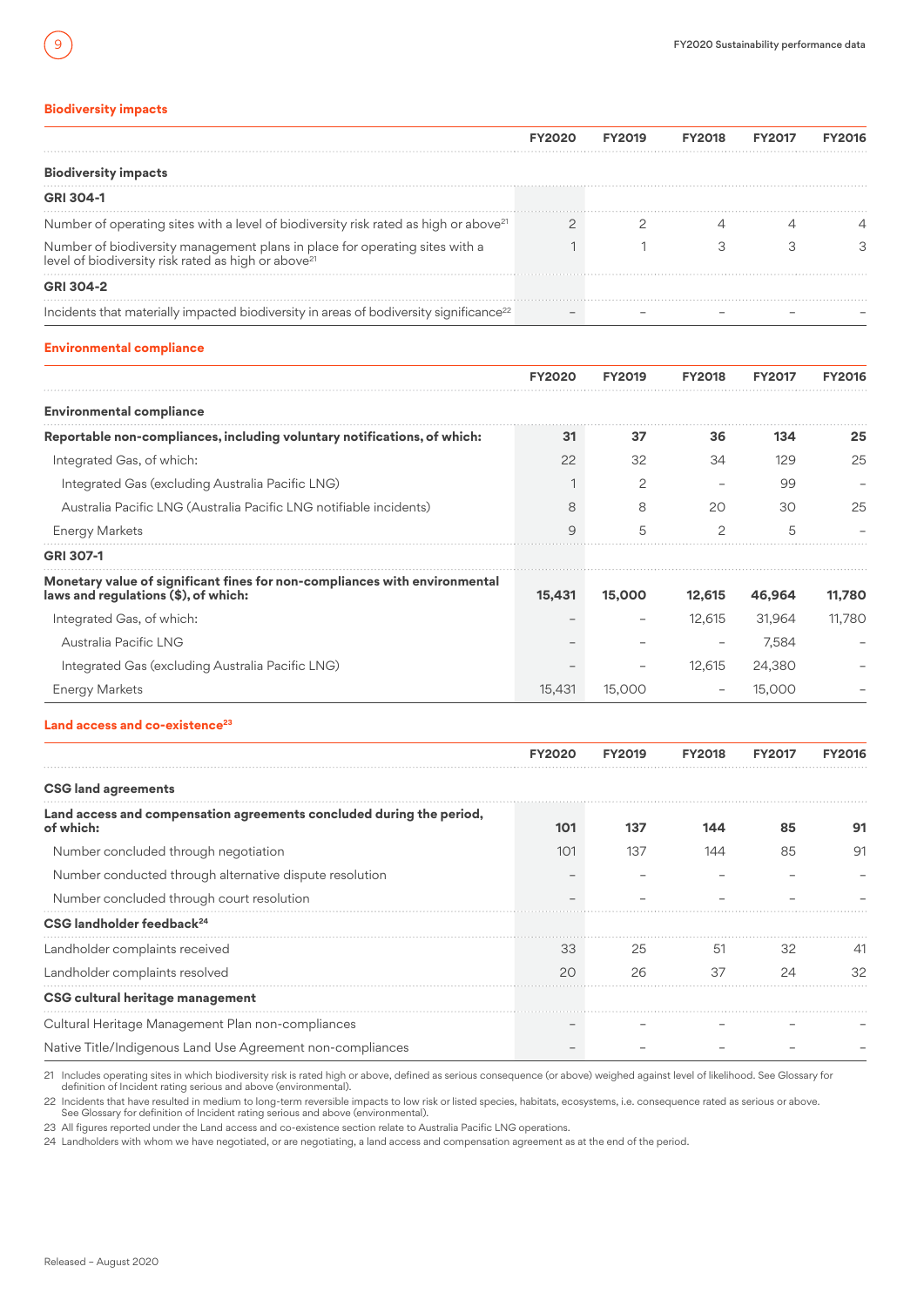## Biodiversity impacts

| | FY2020 | FY2019 | FY2018 | FY2017 | FY2016 |
|---|---|---|---|---|---|
| **Biodiversity impacts** | | | | | |
| **GRI 304-1** | | | | | |
| Number of operating sites with a level of biodiversity risk rated as high or above[21] | 2 | 2 | 4 | 4 | 4 |
| Number of biodiversity management plans in place for operating sites with a level of biodiversity risk rated as high or above[21] | 1 | 1 | 3 | 3 | 3 |
| **GRI 304-2** | | | | | |
| Incidents that materially impacted biodiversity in areas of bodiversity significance[22] | – | – | – | – | – |

## Environmental compliance

| | FY2020 | FY2019 | FY2018 | FY2017 | FY2016 |
|---|---|---|---|---|---|
| **Environmental compliance** | | | | | |
| **Reportable non-compliances, including voluntary notifications, of which:** | **31** | **37** | **36** | **134** | **25** |
| Integrated Gas, of which: | 22 | 32 | 34 | 129 | 25 |
| Integrated Gas (excluding Australia Pacific LNG) | 1 | 2 | – | 99 | – |
| Australia Pacific LNG (Australia Pacific LNG notifiable incidents) | 8 | 8 | 20 | 30 | 25 |
| Energy Markets | 9 | 5 | 2 | 5 | – |
| **GRI 307-1** | | | | | |
| **Monetary value of significant fines for non-compliances with environmental laws and regulations ($), of which:** | **15,431** | **15,000** | **12,615** | **46,964** | **11,780** |
| Integrated Gas, of which: | – | – | 12,615 | 31,964 | 11,780 |
| Australia Pacific LNG | – | – | – | 7,584 | – |
| Integrated Gas (excluding Australia Pacific LNG) | – | – | 12,615 | 24,380 | – |
| Energy Markets | 15,431 | 15,000 | – | 15,000 | – |

## Land access and co-existence[23]

| | FY2020 | FY2019 | FY2018 | FY2017 | FY2016 |
|---|---|---|---|---|---|
| **CSG land agreements** | | | | | |
| **Land access and compensation agreements concluded during the period, of which:** | **101** | **137** | **144** | **85** | **91** |
| Number concluded through negotiation | 101 | 137 | 144 | 85 | 91 |
| Number conducted through alternative dispute resolution | – | – | – | – | – |
| Number concluded through court resolution | – | – | – | – | – |
| **CSG landholder feedback[24]** | | | | | |
| Landholder complaints received | 33 | 25 | 51 | 32 | 41 |
| Landholder complaints resolved | 20 | 26 | 37 | 24 | 32 |
| **CSG cultural heritage management** | | | | | |
| Cultural Heritage Management Plan non-compliances | – | – | – | – | – |
| Native Title/Indigenous Land Use Agreement non-compliances | – | – | – | – | – |

21 Includes operating sites in which biodiversity risk is rated high or above, defined as serious consequence (or above) weighed against level of likelihood. See Glossary for definition of Incident rating serious and above (environmental).

22 Incidents that have resulted in medium to long-term reversible impacts to low risk or listed species, habitats, ecosystems, i.e. consequence rated as serious or above. See Glossary for definition of Incident rating serious and above (environmental).

23 All figures reported under the Land access and co-existence section relate to Australia Pacific LNG operations.

24 Landholders with whom we have negotiated, or are negotiating, a land access and compensation agreement as at the end of the period.

Released – August 2020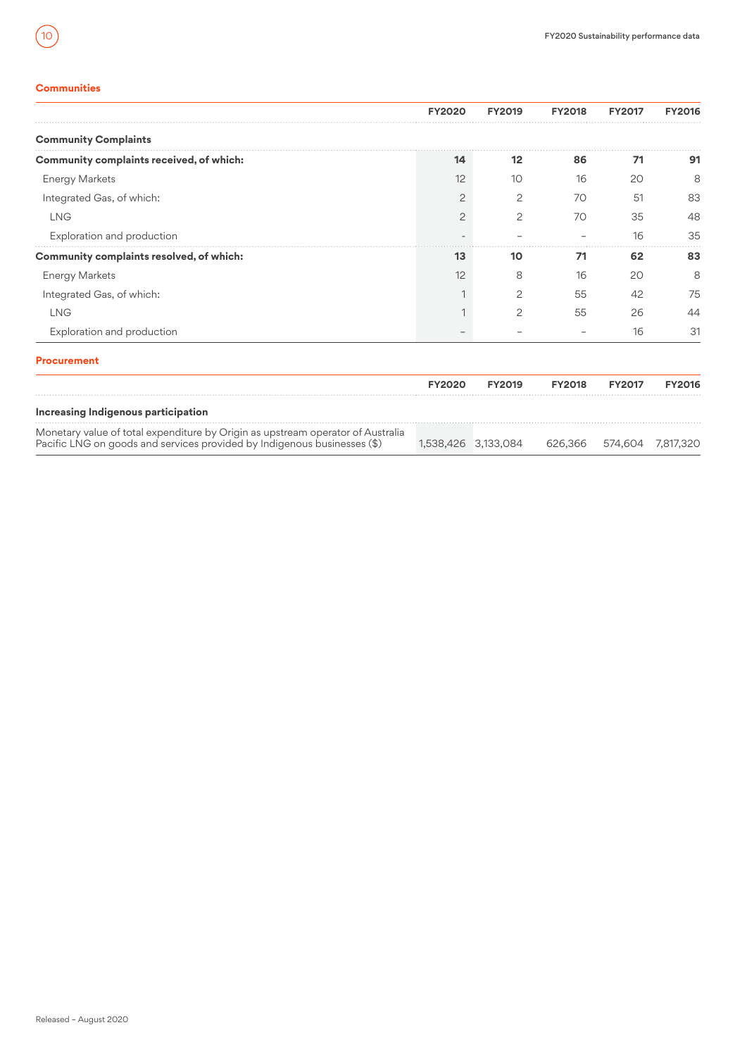## Communities

| | FY2020 | FY2019 | FY2018 | FY2017 | FY2016 |
|---|---|---|---|---|---|
| **Community Complaints** | | | | | |
| **Community complaints received, of which:** | **14** | **12** | **86** | **71** | **91** |
| Energy Markets | 12 | 10 | 16 | 20 | 8 |
| Integrated Gas, of which: | 2 | 2 | 70 | 51 | 83 |
| LNG | 2 | 2 | 70 | 35 | 48 |
| Exploration and production | – | – | – | 16 | 35 |
| **Community complaints resolved, of which:** | **13** | **10** | **71** | **62** | **83** |
| Energy Markets | 12 | 8 | 16 | 20 | 8 |
| Integrated Gas, of which: | 1 | 2 | 55 | 42 | 75 |
| LNG | 1 | 2 | 55 | 26 | 44 |
| Exploration and production | – | – | – | 16 | 31 |

## Procurement

| | FY2020 | FY2019 | FY2018 | FY2017 | FY2016 |
|---|---|---|---|---|---|
| **Increasing Indigenous participation** | | | | | |
| Monetary value of total expenditure by Origin as upstream operator of Australia Pacific LNG on goods and services provided by Indigenous businesses ($) | 1,538,426 | 3,133,084 | 626,366 | 574,604 | 7,817,320 |

Released – August 2020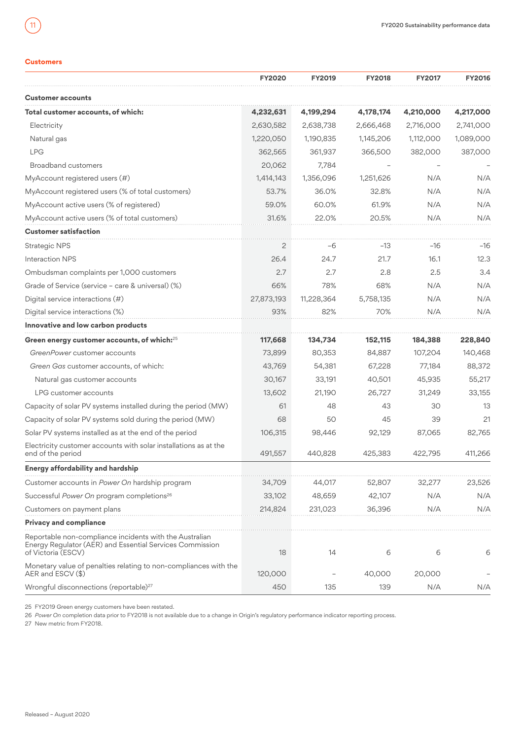## Customers

| | FY2020 | FY2019 | FY2018 | FY2017 | FY2016 |
|---|---|---|---|---|---|
| **Customer accounts** | | | | | |
| **Total customer accounts, of which:** | **4,232,631** | **4,199,294** | **4,178,174** | **4,210,000** | **4,217,000** |
| Electricity | 2,630,582 | 2,638,738 | 2,666,468 | 2,716,000 | 2,741,000 |
| Natural gas | 1,220,050 | 1,190,835 | 1,145,206 | 1,112,000 | 1,089,000 |
| LPG | 362,565 | 361,937 | 366,500 | 382,000 | 387,000 |
| Broadband customers | 20,062 | 7,784 | – | – | – |
| MyAccount registered users (#) | 1,414,143 | 1,356,096 | 1,251,626 | N/A | N/A |
| MyAccount registered users (% of total customers) | 53.7% | 36.0% | 32.8% | N/A | N/A |
| MyAccount active users (% of registered) | 59.0% | 60.0% | 61.9% | N/A | N/A |
| MyAccount active users (% of total customers) | 31.6% | 22.0% | 20.5% | N/A | N/A |
| **Customer satisfaction** | | | | | |
| Strategic NPS | 2 | –6 | –13 | –16 | –16 |
| Interaction NPS | 26.4 | 24.7 | 21.7 | 16.1 | 12.3 |
| Ombudsman complaints per 1,000 customers | 2.7 | 2.7 | 2.8 | 2.5 | 3.4 |
| Grade of Service (service – care & universal) (%) | 66% | 78% | 68% | N/A | N/A |
| Digital service interactions (#) | 27,873,193 | 11,228,364 | 5,758,135 | N/A | N/A |
| Digital service interactions (%) | 93% | 82% | 70% | N/A | N/A |
| **Innovative and low carbon products** | | | | | |
| **Green energy customer accounts, of which:**[25] | **117,668** | **134,734** | **152,115** | **184,388** | **228,840** |
| *GreenPower* customer accounts | 73,899 | 80,353 | 84,887 | 107,204 | 140,468 |
| *Green Gas* customer accounts, of which: | 43,769 | 54,381 | 67,228 | 77,184 | 88,372 |
| Natural gas customer accounts | 30,167 | 33,191 | 40,501 | 45,935 | 55,217 |
| LPG customer accounts | 13,602 | 21,190 | 26,727 | 31,249 | 33,155 |
| Capacity of solar PV systems installed during the period (MW) | 61 | 48 | 43 | 30 | 13 |
| Capacity of solar PV systems sold during the period (MW) | 68 | 50 | 45 | 39 | 21 |
| Solar PV systems installed as at the end of the period | 106,315 | 98,446 | 92,129 | 87,065 | 82,765 |
| Electricity customer accounts with solar installations as at the end of the period | 491,557 | 440,828 | 425,383 | 422,795 | 411,266 |
| **Energy affordability and hardship** | | | | | |
| Customer accounts in *Power On* hardship program | 34,709 | 44,017 | 52,807 | 32,277 | 23,526 |
| Successful *Power On* program completions[26] | 33,102 | 48,659 | 42,107 | N/A | N/A |
| Customers on payment plans | 214,824 | 231,023 | 36,396 | N/A | N/A |
| **Privacy and compliance** | | | | | |
| Reportable non-compliance incidents with the Australian Energy Regulator (AER) and Essential Services Commission of Victoria (ESCV) | 18 | 14 | 6 | 6 | 6 |
| Monetary value of penalties relating to non-compliances with the AER and ESCV ($) | 120,000 | – | 40,000 | 20,000 | – |
| Wrongful disconnections (reportable)[27] | 450 | 135 | 139 | N/A | N/A |

25 FY2019 Green energy customers have been restated.

26 *Power On* completion data prior to FY2018 is not available due to a change in Origin's regulatory performance indicator reporting process.

27 New metric from FY2018.

Released – August 2020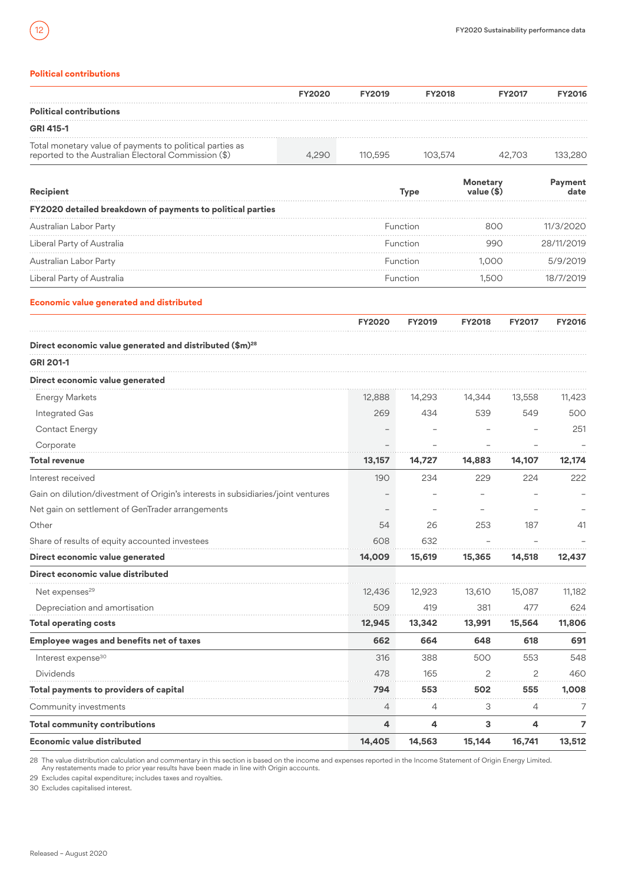## Political contributions

| | FY2020 | FY2019 | FY2018 | FY2017 | FY2016 |
|---|---|---|---|---|---|
| **Political contributions** | | | | | |
| **GRI 415-1** | | | | | |
| Total monetary value of payments to political parties as reported to the Australian Electoral Commission ($) | 4,290 | 110,595 | 103,574 | 42,703 | 133,280 |

| Recipient | Type | Monetary value ($) | Payment date |
|---|---|---|---|
| **FY2020 detailed breakdown of payments to political parties** | | | |
| Australian Labor Party | Function | 800 | 11/3/2020 |
| Liberal Party of Australia | Function | 990 | 28/11/2019 |
| Australian Labor Party | Function | 1,000 | 5/9/2019 |
| Liberal Party of Australia | Function | 1,500 | 18/7/2019 |

## Economic value generated and distributed

| | FY2020 | FY2019 | FY2018 | FY2017 | FY2016 |
|---|---|---|---|---|---|
| **Direct economic value generated and distributed ($m)[28]** | | | | | |
| **GRI 201-1** | | | | | |
| **Direct economic value generated** | | | | | |
| Energy Markets | 12,888 | 14,293 | 14,344 | 13,558 | 11,423 |
| Integrated Gas | 269 | 434 | 539 | 549 | 500 |
| Contact Energy | – | – | – | – | 251 |
| Corporate | – | – | – | – | – |
| **Total revenue** | **13,157** | **14,727** | **14,883** | **14,107** | **12,174** |
| Interest received | 190 | 234 | 229 | 224 | 222 |
| Gain on dilution/divestment of Origin's interests in subsidiaries/joint ventures | – | – | – | – | – |
| Net gain on settlement of GenTrader arrangements | – | – | – | – | – |
| Other | 54 | 26 | 253 | 187 | 41 |
| Share of results of equity accounted investees | 608 | 632 | – | – | – |
| **Direct economic value generated** | **14,009** | **15,619** | **15,365** | **14,518** | **12,437** |
| **Direct economic value distributed** | | | | | |
| Net expenses[29] | 12,436 | 12,923 | 13,610 | 15,087 | 11,182 |
| Depreciation and amortisation | 509 | 419 | 381 | 477 | 624 |
| **Total operating costs** | **12,945** | **13,342** | **13,991** | **15,564** | **11,806** |
| **Employee wages and benefits net of taxes** | **662** | **664** | **648** | **618** | **691** |
| Interest expense[30] | 316 | 388 | 500 | 553 | 548 |
| Dividends | 478 | 165 | 2 | 2 | 460 |
| **Total payments to providers of capital** | **794** | **553** | **502** | **555** | **1,008** |
| Community investments | 4 | 4 | 3 | 4 | 7 |
| **Total community contributions** | **4** | **4** | **3** | **4** | **7** |
| **Economic value distributed** | **14,405** | **14,563** | **15,144** | **16,741** | **13,512** |

28 The value distribution calculation and commentary in this section is based on the income and expenses reported in the Income Statement of Origin Energy Limited. Any restatements made to prior year results have been made in line with Origin accounts.

29 Excludes capital expenditure; includes taxes and royalties.

30 Excludes capitalised interest.

Released – August 2020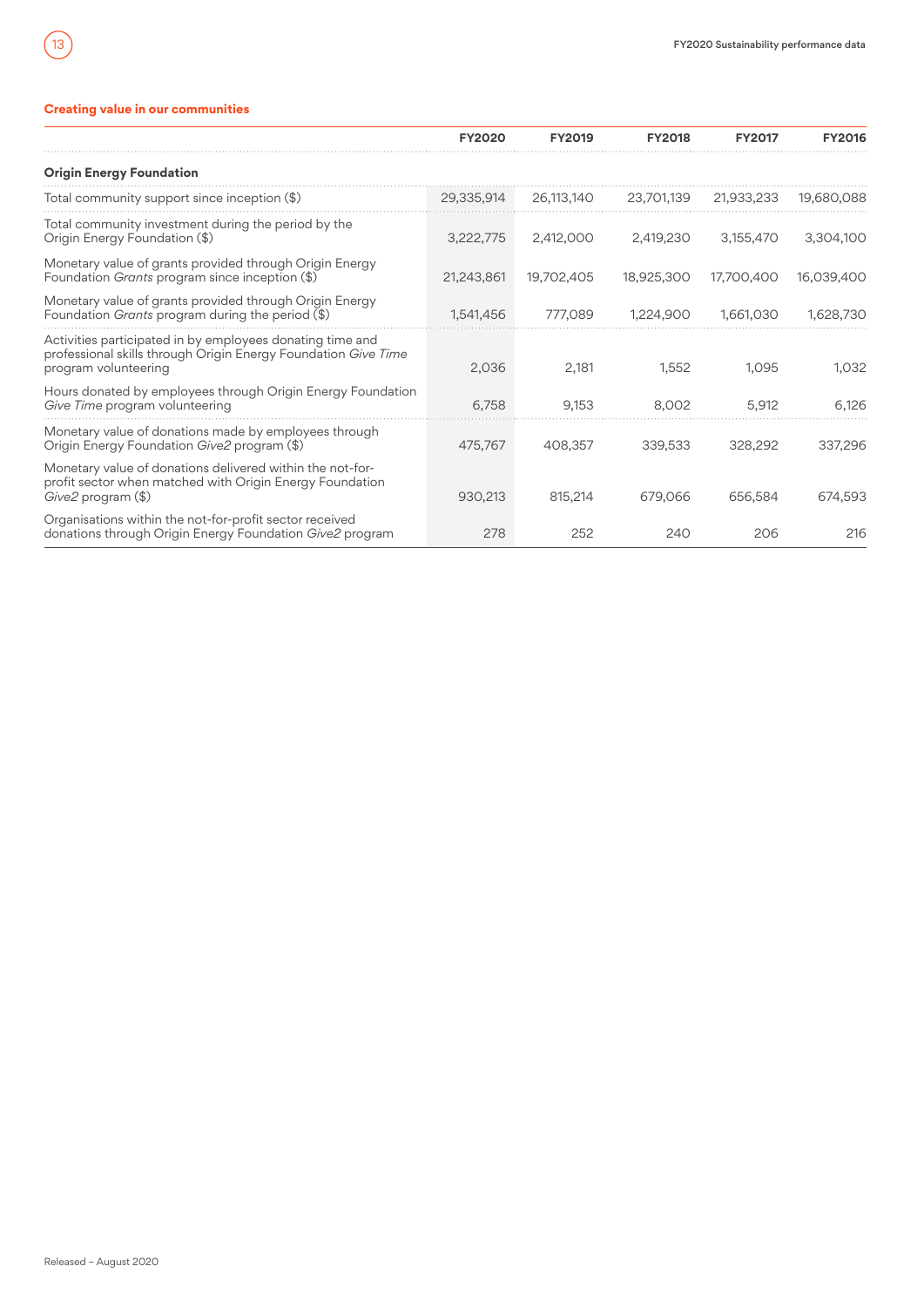## Creating value in our communities

| | FY2020 | FY2019 | FY2018 | FY2017 | FY2016 |
|---|---|---|---|---|---|
| **Origin Energy Foundation** | | | | | |
| Total community support since inception ($) | 29,335,914 | 26,113,140 | 23,701,139 | 21,933,233 | 19,680,088 |
| Total community investment during the period by the Origin Energy Foundation ($) | 3,222,775 | 2,412,000 | 2,419,230 | 3,155,470 | 3,304,100 |
| Monetary value of grants provided through Origin Energy Foundation *Grants* program since inception ($) | 21,243,861 | 19,702,405 | 18,925,300 | 17,700,400 | 16,039,400 |
| Monetary value of grants provided through Origin Energy Foundation *Grants* program during the period ($) | 1,541,456 | 777,089 | 1,224,900 | 1,661,030 | 1,628,730 |
| Activities participated in by employees donating time and professional skills through Origin Energy Foundation *Give Time* program volunteering | 2,036 | 2,181 | 1,552 | 1,095 | 1,032 |
| Hours donated by employees through Origin Energy Foundation *Give Time* program volunteering | 6,758 | 9,153 | 8,002 | 5,912 | 6,126 |
| Monetary value of donations made by employees through Origin Energy Foundation *Give2* program ($) | 475,767 | 408,357 | 339,533 | 328,292 | 337,296 |
| Monetary value of donations delivered within the not-for-profit sector when matched with Origin Energy Foundation *Give2* program ($) | 930,213 | 815,214 | 679,066 | 656,584 | 674,593 |
| Organisations within the not-for-profit sector received donations through Origin Energy Foundation *Give2* program | 278 | 252 | 240 | 206 | 216 |

Released – August 2020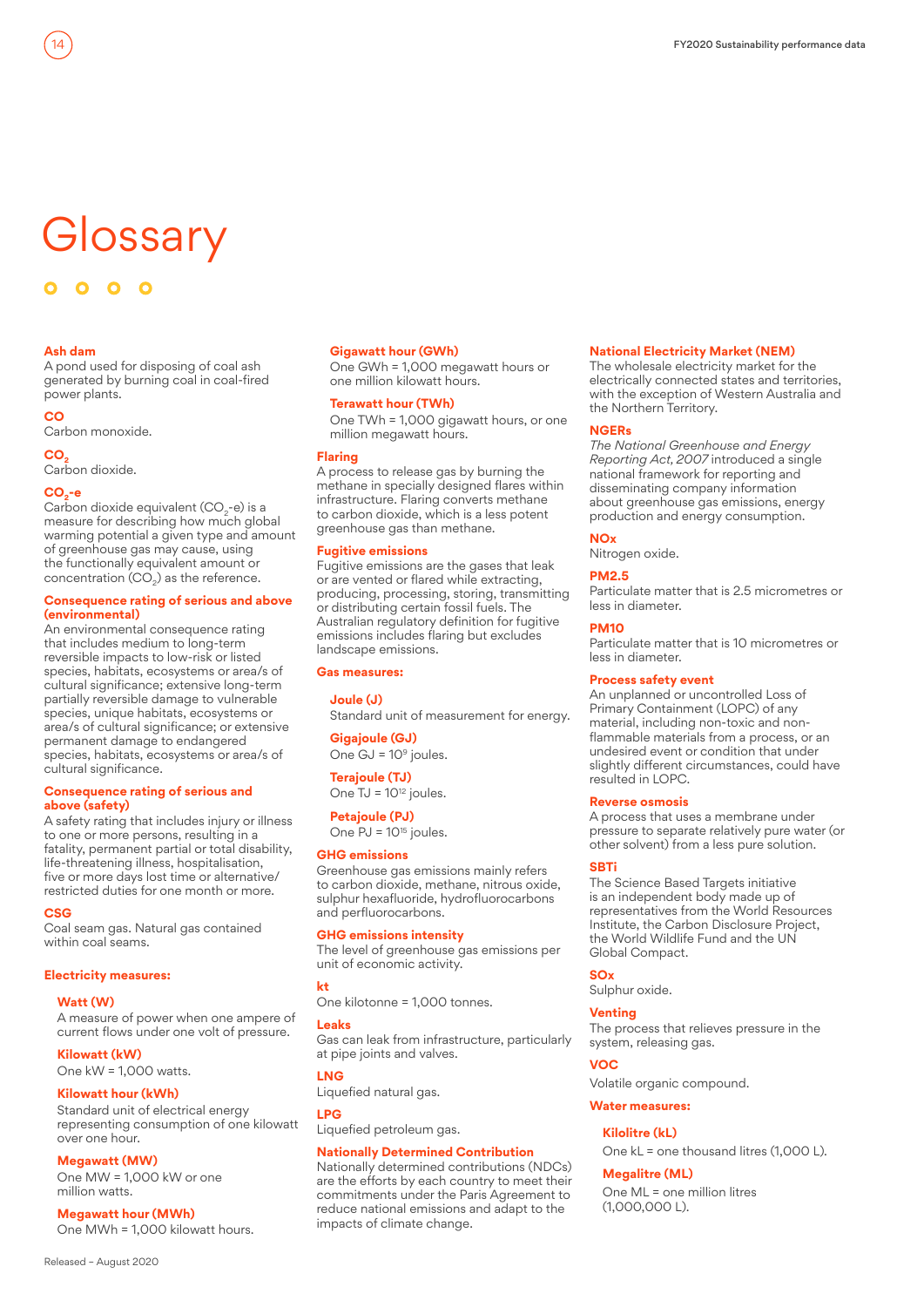# Glossary

**Ash dam**
A pond used for disposing of coal ash generated by burning coal in coal-fired power plants.

**CO**
Carbon monoxide.

**$CO_2$**
Carbon dioxide.

**$CO_2$-e**
Carbon dioxide equivalent ($CO_2$-e) is a measure for describing how much global warming potential a given type and amount of greenhouse gas may cause, using the functionally equivalent amount or concentration ($CO_2$) as the reference.

**Consequence rating of serious and above (environmental)**
An environmental consequence rating that includes medium to long-term reversible impacts to low-risk or listed species, habitats, ecosystems or area/s of cultural significance; extensive long-term partially reversible damage to vulnerable species, unique habitats, ecosystems or area/s of cultural significance; or extensive permanent damage to endangered species, habitats, ecosystems or area/s of cultural significance.

**Consequence rating of serious and above (safety)**
A safety rating that includes injury or illness to one or more persons, resulting in a fatality, permanent partial or total disability, life-threatening illness, hospitalisation, five or more days lost time or alternative/restricted duties for one month or more.

**CSG**
Coal seam gas. Natural gas contained within coal seams.

**Electricity measures:**

**Watt (W)**
A measure of power when one ampere of current flows under one volt of pressure.

**Kilowatt (kW)**
One kW = 1,000 watts.

**Kilowatt hour (kWh)**
Standard unit of electrical energy representing consumption of one kilowatt over one hour.

**Megawatt (MW)**
One MW = 1,000 kW or one million watts.

**Megawatt hour (MWh)**
One MWh = 1,000 kilowatt hours.

**Gigawatt hour (GWh)**
One GWh = 1,000 megawatt hours or one million kilowatt hours.

**Terawatt hour (TWh)**
One TWh = 1,000 gigawatt hours, or one million megawatt hours.

**Flaring**
A process to release gas by burning the methane in specially designed flares within infrastructure. Flaring converts methane to carbon dioxide, which is a less potent greenhouse gas than methane.

**Fugitive emissions**
Fugitive emissions are the gases that leak or are vented or flared while extracting, producing, processing, storing, transmitting or distributing certain fossil fuels. The Australian regulatory definition for fugitive emissions includes flaring but excludes landscape emissions.

**Gas measures:**

**Joule (J)**
Standard unit of measurement for energy.

**Gigajoule (GJ)**
One GJ = $10^9$ joules.

**Terajoule (TJ)**
One TJ = $10^{12}$ joules.

**Petajoule (PJ)**
One PJ = $10^{15}$ joules.

**GHG emissions**
Greenhouse gas emissions mainly refers to carbon dioxide, methane, nitrous oxide, sulphur hexafluoride, hydrofluorocarbons and perfluorocarbons.

**GHG emissions intensity**
The level of greenhouse gas emissions per unit of economic activity.

**kt**
One kilotonne = 1,000 tonnes.

**Leaks**
Gas can leak from infrastructure, particularly at pipe joints and valves.

**LNG**
Liquefied natural gas.

**LPG**
Liquefied petroleum gas.

**Nationally Determined Contribution**
Nationally determined contributions (NDCs) are the efforts by each country to meet their commitments under the Paris Agreement to reduce national emissions and adapt to the impacts of climate change.

**National Electricity Market (NEM)**
The wholesale electricity market for the electrically connected states and territories, with the exception of Western Australia and the Northern Territory.

**NGERs**
*The National Greenhouse and Energy Reporting Act, 2007* introduced a single national framework for reporting and disseminating company information about greenhouse gas emissions, energy production and energy consumption.

**NOx**
Nitrogen oxide.

**PM2.5**
Particulate matter that is 2.5 micrometres or less in diameter.

**PM10**
Particulate matter that is 10 micrometres or less in diameter.

**Process safety event**
An unplanned or uncontrolled Loss of Primary Containment (LOPC) of any material, including non-toxic and non-flammable materials from a process, or an undesired event or condition that under slightly different circumstances, could have resulted in LOPC.

**Reverse osmosis**
A process that uses a membrane under pressure to separate relatively pure water (or other solvent) from a less pure solution.

**SBTi**
The Science Based Targets initiative is an independent body made up of representatives from the World Resources Institute, the Carbon Disclosure Project, the World Wildlife Fund and the UN Global Compact.

**SOx**
Sulphur oxide.

**Venting**
The process that relieves pressure in the system, releasing gas.

**VOC**
Volatile organic compound.

**Water measures:**

**Kilolitre (kL)**
One kL = one thousand litres (1,000 L).

**Megalitre (ML)**
One ML = one million litres (1,000,000 L).

Released – August 2020